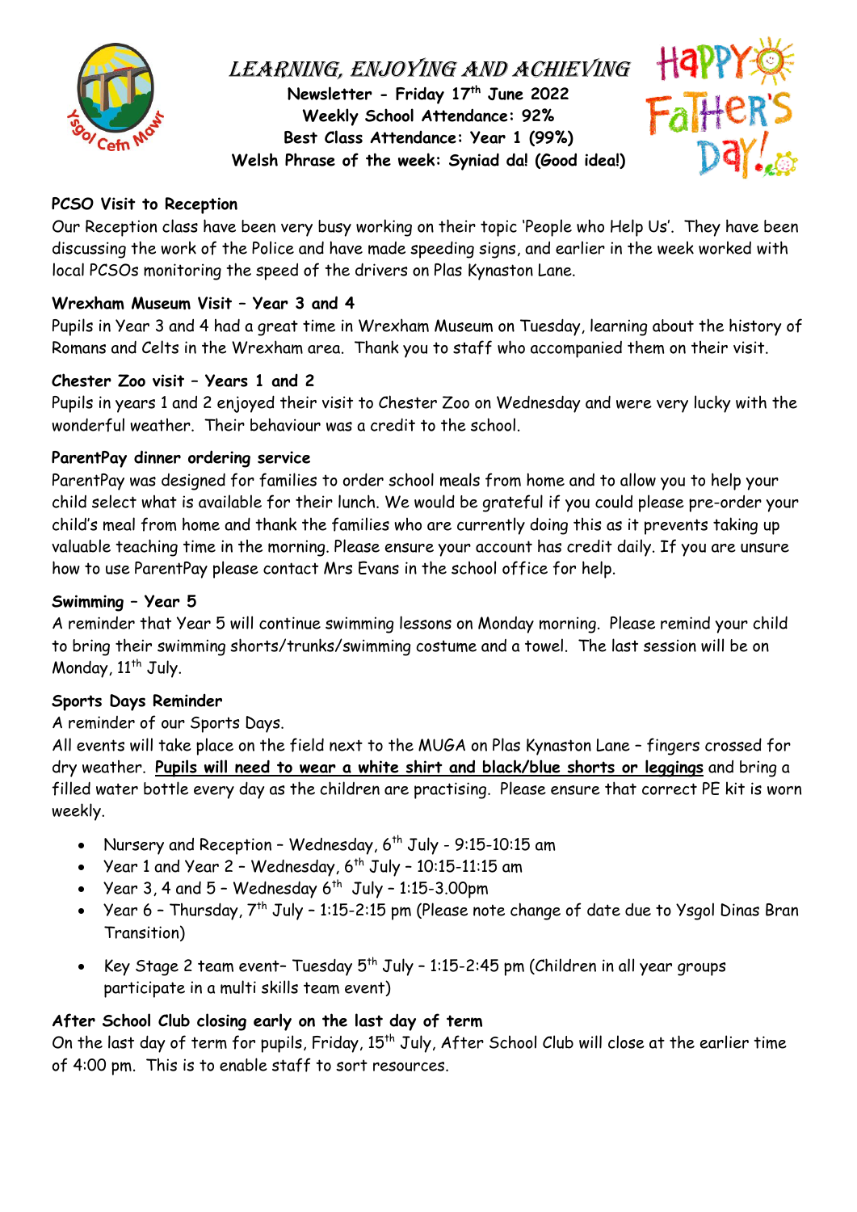# LEARNING, ENJOYING AND ACHIEVING

**Newsletter - Friday 17th June 2022**
**Weekly School Attendance: 92%**
**Best Class Attendance: Year 1 (99%)**
**Welsh Phrase of the week: Syniad da! (Good idea!)**

### PCSO Visit to Reception

Our Reception class have been very busy working on their topic 'People who Help Us'. They have been discussing the work of the Police and have made speeding signs, and earlier in the week worked with local PCSOs monitoring the speed of the drivers on Plas Kynaston Lane.

### Wrexham Museum Visit – Year 3 and 4

Pupils in Year 3 and 4 had a great time in Wrexham Museum on Tuesday, learning about the history of Romans and Celts in the Wrexham area. Thank you to staff who accompanied them on their visit.

### Chester Zoo visit – Years 1 and 2

Pupils in years 1 and 2 enjoyed their visit to Chester Zoo on Wednesday and were very lucky with the wonderful weather. Their behaviour was a credit to the school.

### ParentPay dinner ordering service

ParentPay was designed for families to order school meals from home and to allow you to help your child select what is available for their lunch. We would be grateful if you could please pre-order your child's meal from home and thank the families who are currently doing this as it prevents taking up valuable teaching time in the morning. Please ensure your account has credit daily. If you are unsure how to use ParentPay please contact Mrs Evans in the school office for help.

### Swimming – Year 5

A reminder that Year 5 will continue swimming lessons on Monday morning. Please remind your child to bring their swimming shorts/trunks/swimming costume and a towel. The last session will be on Monday, 11th July.

### Sports Days Reminder

A reminder of our Sports Days.

All events will take place on the field next to the MUGA on Plas Kynaston Lane – fingers crossed for dry weather. **Pupils will need to wear a white shirt and black/blue shorts or leggings** and bring a filled water bottle every day as the children are practising. Please ensure that correct PE kit is worn weekly.

- Nursery and Reception – Wednesday, 6th July - 9:15-10:15 am
- Year 1 and Year 2 – Wednesday, 6th July – 10:15-11:15 am
- Year 3, 4 and 5 – Wednesday 6th July – 1:15-3.00pm
- Year 6 – Thursday, 7th July – 1:15-2:15 pm (Please note change of date due to Ysgol Dinas Bran Transition)
- Key Stage 2 team event– Tuesday 5th July – 1:15-2:45 pm (Children in all year groups participate in a multi skills team event)

### After School Club closing early on the last day of term

On the last day of term for pupils, Friday, 15th July, After School Club will close at the earlier time of 4:00 pm. This is to enable staff to sort resources.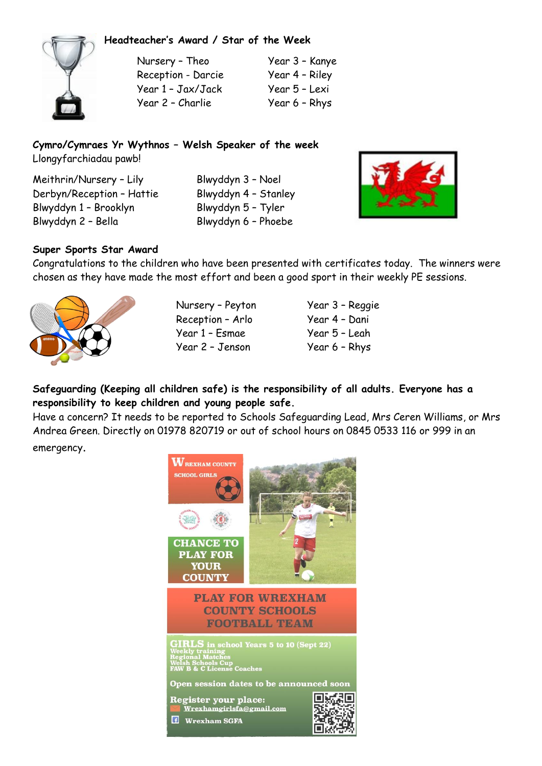## Headteacher's Award / Star of the Week

Nursery – Theo
Reception - Darcie
Year 1 – Jax/Jack
Year 2 – Charlie
Year 3 – Kanye
Year 4 – Riley
Year 5 – Lexi
Year 6 – Rhys

## Cymro/Cymraes Yr Wythnos – Welsh Speaker of the week

Llongyfarchiadau pawb!

Meithrin/Nursery – Lily
Derbyn/Reception – Hattie
Blwyddyn 1 – Brooklyn
Blwyddyn 2 – Bella
Blwyddyn 3 – Noel
Blwyddyn 4 – Stanley
Blwyddyn 5 – Tyler
Blwyddyn 6 – Phoebe

## Super Sports Star Award

Congratulations to the children who have been presented with certificates today. The winners were chosen as they have made the most effort and been a good sport in their weekly PE sessions.

Nursery – Peyton
Reception – Arlo
Year 1 – Esmae
Year 2 – Jenson
Year 3 – Reggie
Year 4 – Dani
Year 5 – Leah
Year 6 – Rhys

**Safeguarding (Keeping all children safe) is the responsibility of all adults. Everyone has a responsibility to keep children and young people safe.**

Have a concern? It needs to be reported to Schools Safeguarding Lead, Mrs Ceren Williams, or Mrs Andrea Green. Directly on 01978 820719 or out of school hours on 0845 0533 116 or 999 in an emergency.

WREXHAM COUNTY SCHOOL GIRLS

CHANCE TO PLAY FOR YOUR COUNTY

PLAY FOR WREXHAM COUNTY SCHOOLS FOOTBALL TEAM

GIRLS in school Years 5 to 10 (Sept 22)
Weekly training
Regional Matches
Welsh Schools Cup
FAW B & C License Coaches

Open session dates to be announced soon

Register your place:
Wrexhamgirlsfa@gmail.com
Wrexham SGFA